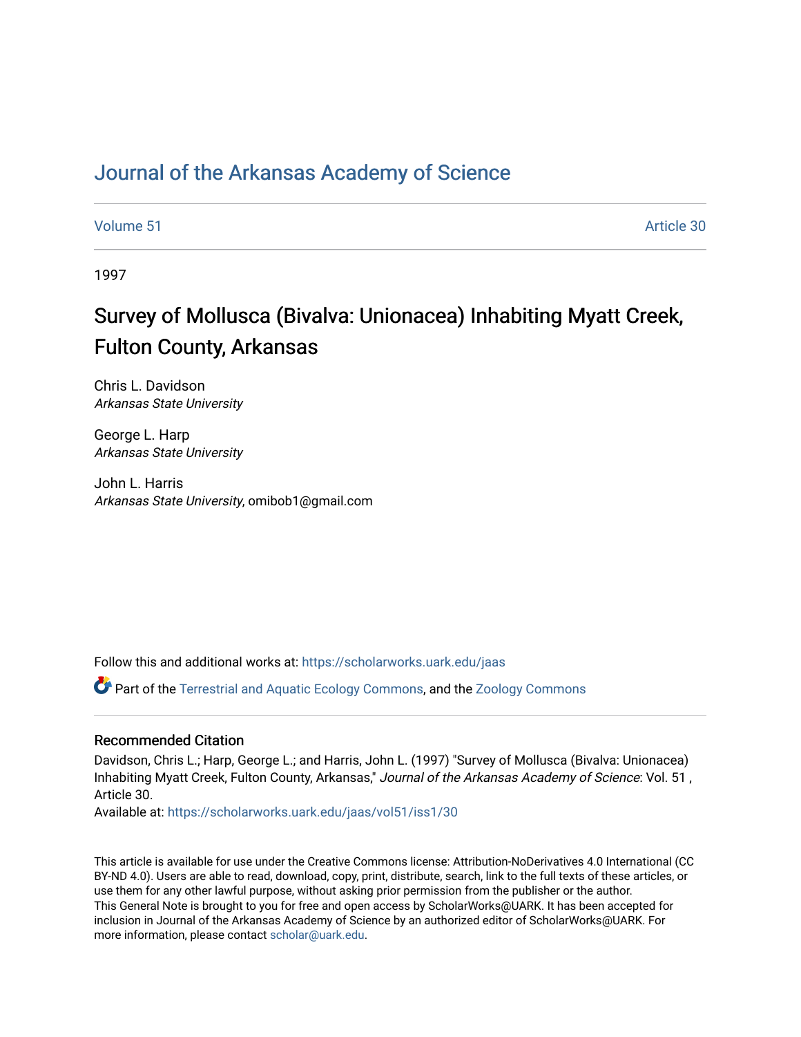# Journal of the Arkansas Academy of Science

Volume 51 | Article 30

1997

## Survey of Mollusca (Bivalva: Unionacea) Inhabiting Myatt Creek, Fulton County, Arkansas

Chris L. Davidson
*Arkansas State University*

George L. Harp
*Arkansas State University*

John L. Harris
*Arkansas State University*, omibob1@gmail.com

Follow this and additional works at: https://scholarworks.uark.edu/jaas

Part of the Terrestrial and Aquatic Ecology Commons, and the Zoology Commons

### Recommended Citation

Davidson, Chris L.; Harp, George L.; and Harris, John L. (1997) "Survey of Mollusca (Bivalva: Unionacea) Inhabiting Myatt Creek, Fulton County, Arkansas," *Journal of the Arkansas Academy of Science*: Vol. 51 , Article 30.
Available at: https://scholarworks.uark.edu/jaas/vol51/iss1/30

This article is available for use under the Creative Commons license: Attribution-NoDerivatives 4.0 International (CC BY-ND 4.0). Users are able to read, download, copy, print, distribute, search, link to the full texts of these articles, or use them for any other lawful purpose, without asking prior permission from the publisher or the author.
This General Note is brought to you for free and open access by ScholarWorks@UARK. It has been accepted for inclusion in Journal of the Arkansas Academy of Science by an authorized editor of ScholarWorks@UARK. For more information, please contact scholar@uark.edu.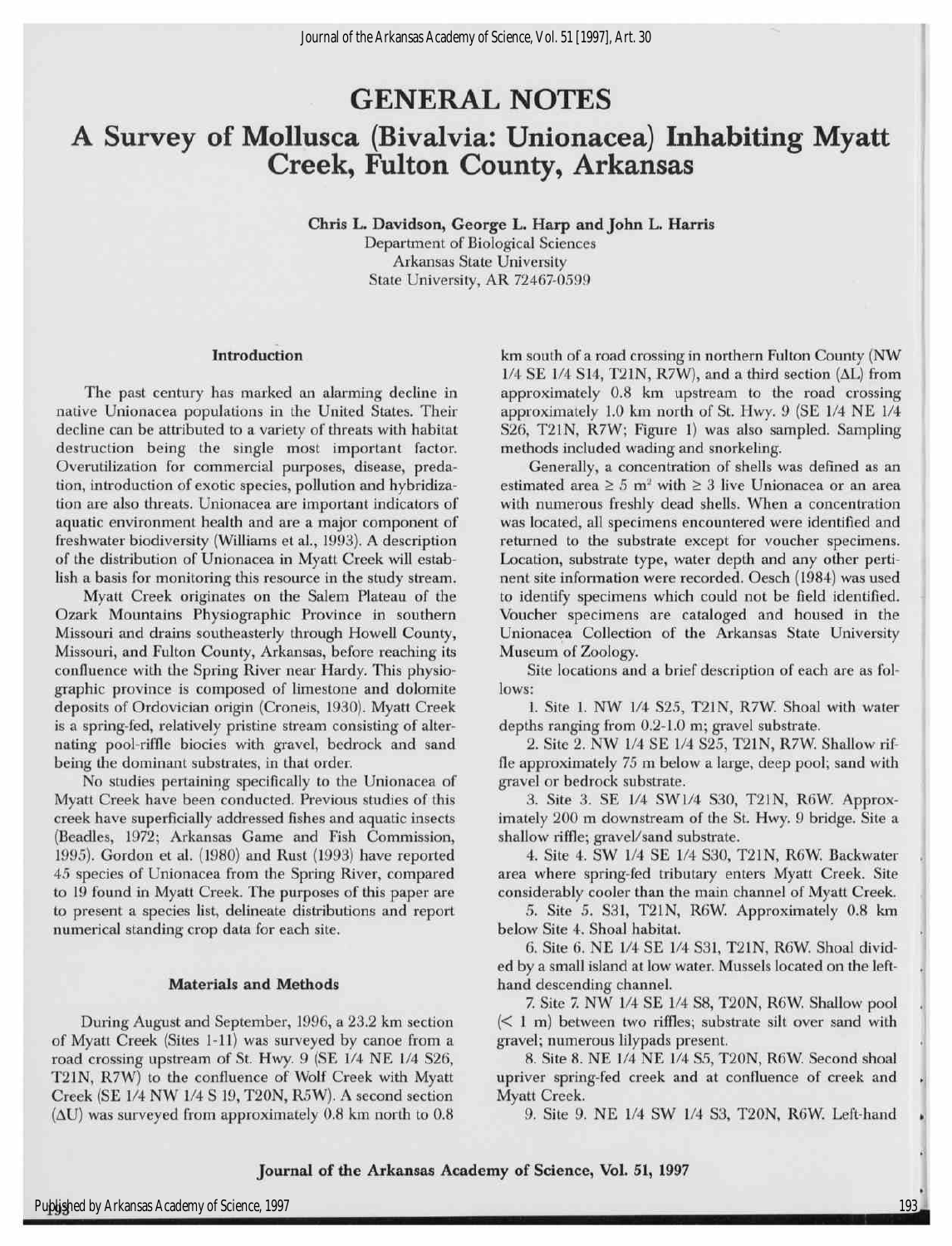# GENERAL NOTES

# A Survey of Mollusca (Bivalvia: Unionacea) Inhabiting Myatt Creek, Fulton County, Arkansas

**Chris L. Davidson, George L. Harp and John L. Harris**
Department of Biological Sciences
Arkansas State University
State University, AR 72467-0599

## Introduction

The past century has marked an alarming decline in native Unionacea populations in the United States. Their decline can be attributed to a variety of threats with habitat destruction being the single most important factor. Overutilization for commercial purposes, disease, predation, introduction of exotic species, pollution and hybridization are also threats. Unionacea are important indicators of aquatic environment health and are a major component of freshwater biodiversity (Williams et al., 1993). A description of the distribution of Unionacea in Myatt Creek will establish a basis for monitoring this resource in the study stream.

Myatt Creek originates on the Salem Plateau of the Ozark Mountains Physiographic Province in southern Missouri and drains southeasterly through Howell County, Missouri, and Fulton County, Arkansas, before reaching its confluence with the Spring River near Hardy. This physiographic province is composed of limestone and dolomite deposits of Ordovician origin (Croneis, 1930). Myatt Creek is a spring-fed, relatively pristine stream consisting of alternating pool-riffle biocies with gravel, bedrock and sand being the dominant substrates, in that order.

No studies pertaining specifically to the Unionacea of Myatt Creek have been conducted. Previous studies of this creek have superficially addressed fishes and aquatic insects (Beadles, 1972; Arkansas Game and Fish Commission, 1995). Gordon et al. (1980) and Rust (1993) have reported 45 species of Unionacea from the Spring River, compared to 19 found in Myatt Creek. The purposes of this paper are to present a species list, delineate distributions and report numerical standing crop data for each site.

## Materials and Methods

During August and September, 1996, a 23.2 km section of Myatt Creek (Sites 1-11) was surveyed by canoe from a road crossing upstream of St. Hwy. 9 (SE 1/4 NE 1/4 S26, T21N, R7W) to the confluence of Wolf Creek with Myatt Creek (SE 1/4 NW 1/4 S 19, T20N, R5W). A second section ($\Delta$U) was surveyed from approximately 0.8 km north to 0.8 km south of a road crossing in northern Fulton County (NW 1/4 SE 1/4 S14, T21N, R7W), and a third section ($\Delta$L) from approximately 0.8 km upstream to the road crossing approximately 1.0 km north of St. Hwy. 9 (SE 1/4 NE 1/4 S26, T21N, R7W; Figure 1) was also sampled. Sampling methods included wading and snorkeling.

Generally, a concentration of shells was defined as an estimated area $\geq 5$ m$^2$ with $\geq 3$ live Unionacea or an area with numerous freshly dead shells. When a concentration was located, all specimens encountered were identified and returned to the substrate except for voucher specimens. Location, substrate type, water depth and any other pertinent site information were recorded. Oesch (1984) was used to identify specimens which could not be field identified. Voucher specimens are cataloged and housed in the Unionacea Collection of the Arkansas State University Museum of Zoology.

Site locations and a brief description of each are as follows:

1. Site 1. NW 1/4 S25, T21N, R7W. Shoal with water depths ranging from 0.2-1.0 m; gravel substrate.
2. Site 2. NW 1/4 SE 1/4 S25, T21N, R7W. Shallow riffle approximately 75 m below a large, deep pool; sand with gravel or bedrock substrate.
3. Site 3. SE 1/4 SW1/4 S30, T21N, R6W. Approximately 200 m downstream of the St. Hwy. 9 bridge. Site a shallow riffle; gravel/sand substrate.
4. Site 4. SW 1/4 SE 1/4 S30, T21N, R6W. Backwater area where spring-fed tributary enters Myatt Creek. Site considerably cooler than the main channel of Myatt Creek.
5. Site 5. S31, T21N, R6W. Approximately 0.8 km below Site 4. Shoal habitat.
6. Site 6. NE 1/4 SE 1/4 S31, T21N, R6W. Shoal divided by a small island at low water. Mussels located on the left-hand descending channel.
7. Site 7. NW 1/4 SE 1/4 S8, T20N, R6W. Shallow pool (< 1 m) between two riffles; substrate silt over sand with gravel; numerous lilypads present.
8. Site 8. NE 1/4 NE 1/4 S5, T20N, R6W. Second shoal upriver spring-fed creek and at confluence of creek and Myatt Creek.
9. Site 9. NE 1/4 SW 1/4 S3, T20N, R6W. Left-hand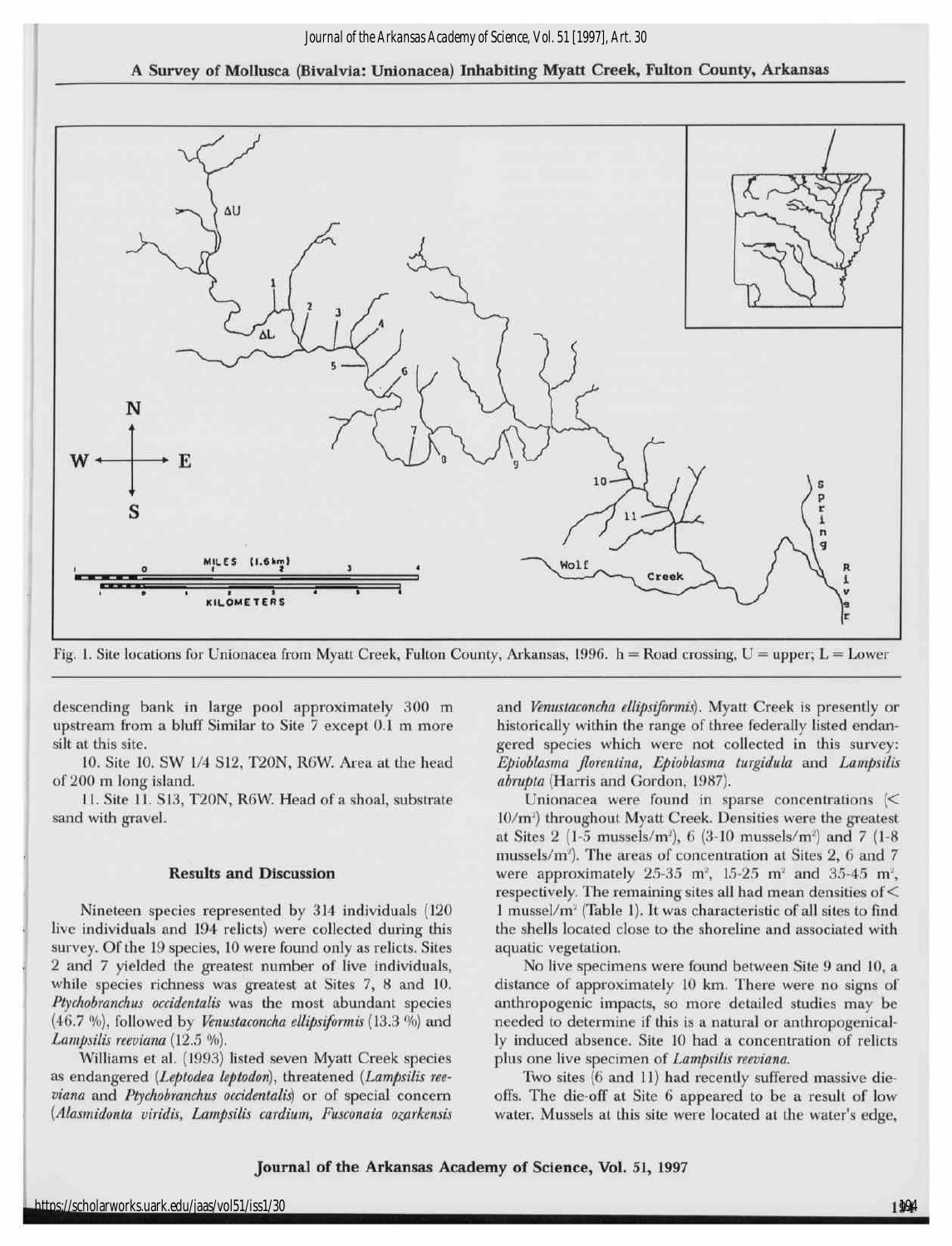Fig. 1. Site locations for Unionacea from Myatt Creek, Fulton County, Arkansas, 1996. h = Road crossing, U = upper; L = Lower

descending bank in large pool approximately 300 m upstream from a bluff Similar to Site 7 except 0.1 m more silt at this site.

10. Site 10. SW 1/4 S12, T20N, R6W. Area at the head of 200 m long island.

11. Site 11. S13, T20N, R6W. Head of a shoal, substrate sand with gravel.

## Results and Discussion

Nineteen species represented by 314 individuals (120 live individuals and 194 relicts) were collected during this survey. Of the 19 species, 10 were found only as relicts. Sites 2 and 7 yielded the greatest number of live individuals, while species richness was greatest at Sites 7, 8 and 10. *Ptychobranchus occidentalis* was the most abundant species (46.7 %), followed by *Venustaconcha ellipsiformis* (13.3 %) and *Lampsilis reeviana* (12.5 %).

Williams et al. (1993) listed seven Myatt Creek species as endangered (*Leptodea leptodon*), threatened (*Lampsilis reeviana* and *Ptychobranchus occidentalis*) or of special concern (*Alasmidonta viridis, Lampsilis cardium, Fusconaia ozarkensis* and *Venustaconcha ellipsiformis*). Myatt Creek is presently or historically within the range of three federally listed endangered species which were not collected in this survey: *Epioblasma florentina, Epioblasma turgidula* and *Lampsilis abrupta* (Harris and Gordon, 1987).

Unionacea were found in sparse concentrations (< 10/m$^2$) throughout Myatt Creek. Densities were the greatest at Sites 2 (1-5 mussels/m$^2$), 6 (3-10 mussels/m$^2$) and 7 (1-8 mussels/m$^2$). The areas of concentration at Sites 2, 6 and 7 were approximately 25-35 m$^2$, 15-25 m$^2$ and 35-45 m$^2$, respectively. The remaining sites all had mean densities of < 1 mussel/m$^2$ (Table 1). It was characteristic of all sites to find the shells located close to the shoreline and associated with aquatic vegetation.

No live specimens were found between Site 9 and 10, a distance of approximately 10 km. There were no signs of anthropogenic impacts, so more detailed studies may be needed to determine if this is a natural or anthropogenically induced absence. Site 10 had a concentration of relicts plus one live specimen of *Lampsilis reeviana*.

Two sites (6 and 11) had recently suffered massive die-offs. The die-off at Site 6 appeared to be a result of low water. Mussels at this site were located at the water's edge,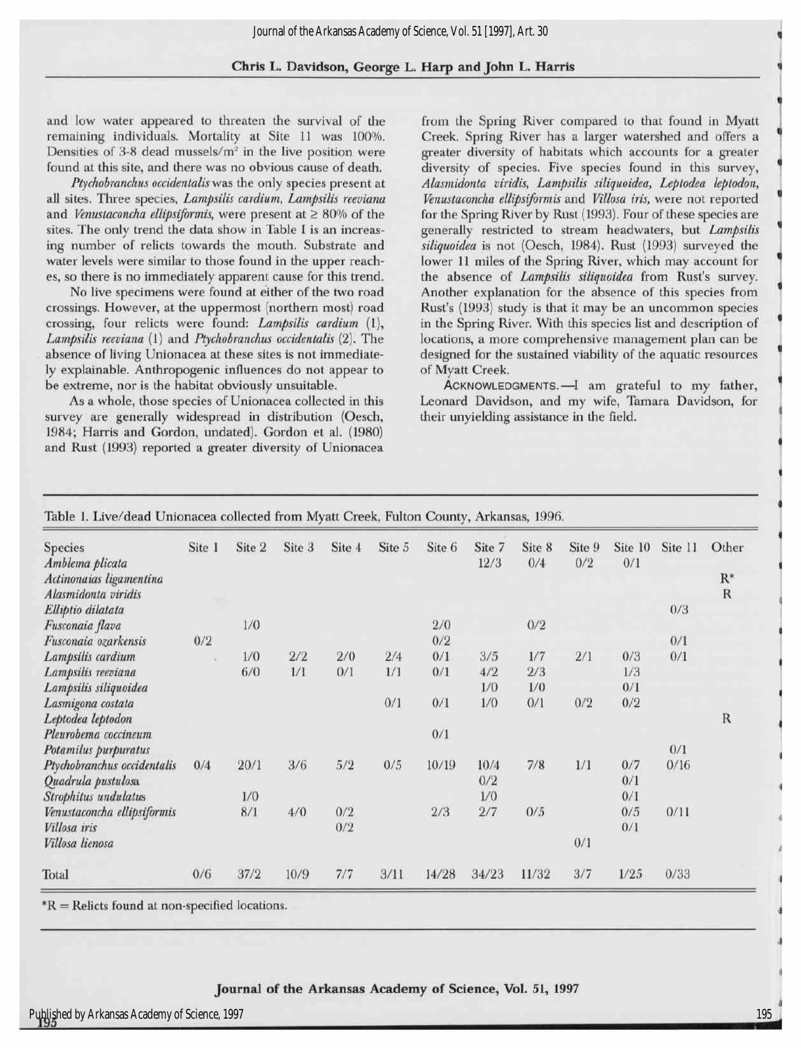and low water appeared to threaten the survival of the remaining individuals. Mortality at Site 11 was 100%. Densities of 3-8 dead mussels/$m^2$ in the live position were found at this site, and there was no obvious cause of death.

*Ptychobranchus occidentalis* was the only species present at all sites. Three species, *Lampsilis cardium*, *Lampsilis reeviana* and *Venustaconcha ellipsiformis*, were present at ≥ 80% of the sites. The only trend the data show in Table I is an increasing number of relicts towards the mouth. Substrate and water levels were similar to those found in the upper reaches, so there is no immediately apparent cause for this trend.

No live specimens were found at either of the two road crossings. However, at the uppermost (northern most) road crossing, four relicts were found: *Lampsilis cardium* (1), *Lampsilis reeviana* (1) and *Ptychobranchus occidentalis* (2). The absence of living Unionacea at these sites is not immediately explainable. Anthropogenic influences do not appear to be extreme, nor is the habitat obviously unsuitable.

As a whole, those species of Unionacea collected in this survey are generally widespread in distribution (Oesch, 1984; Harris and Gordon, undated). Gordon et al. (1980) and Rust (1993) reported a greater diversity of Unionacea from the Spring River compared to that found in Myatt Creek. Spring River has a larger watershed and offers a greater diversity of habitats which accounts for a greater diversity of species. Five species found in this survey, *Alasmidonta viridis, Lampsilis siliquoidea, Leptodea leptodon, Venustaconcha ellipsiformis* and *Villosa iris*, were not reported for the Spring River by Rust (1993). Four of these species are generally restricted to stream headwaters, but *Lampsilis siliquoidea* is not (Oesch, 1984). Rust (1993) surveyed the lower 11 miles of the Spring River, which may account for the absence of *Lampsilis siliquoidea* from Rust's survey. Another explanation for the absence of this species from Rust's (1993) study is that it may be an uncommon species in the Spring River. With this species list and description of locations, a more comprehensive management plan can be designed for the sustained viability of the aquatic resources of Myatt Creek.

ACKNOWLEDGMENTS.—I am grateful to my father, Leonard Davidson, and my wife, Tamara Davidson, for their unyielding assistance in the field.

Table 1. Live/dead Unionacea collected from Myatt Creek, Fulton County, Arkansas, 1996.

| Species | Site 1 | Site 2 | Site 3 | Site 4 | Site 5 | Site 6 | Site 7 | Site 8 | Site 9 | Site 10 | Site 11 | Other |
|---|---|---|---|---|---|---|---|---|---|---|---|---|
| *Amblema plicata* | | | | | | | 12/3 | 0/4 | 0/2 | 0/1 | | |
| *Actinonaias ligamentina* | | | | | | | | | | | | R* |
| *Alasmidonta viridis* | | | | | | | | | | | | R |
| *Elliptio dilatata* | | | | | | | | | | | 0/3 | |
| *Fusconaia flava* | | 1/0 | | | | 2/0 | | 0/2 | | | | |
| *Fusconaia ozarkensis* | 0/2 | | | | | 0/2 | | | | | 0/1 | |
| *Lampsilis cardium* | | 1/0 | 2/2 | 2/0 | 2/4 | 0/1 | 3/5 | 1/7 | 2/1 | 0/3 | 0/1 | |
| *Lampsilis reeviana* | | 6/0 | 1/1 | 0/1 | 1/1 | 0/1 | 4/2 | 2/3 | | 1/3 | | |
| *Lampsilis siliquoidea* | | | | | | | 1/0 | 1/0 | | 0/1 | | |
| *Lasmigona costata* | | | | | 0/1 | 0/1 | 1/0 | 0/1 | 0/2 | 0/2 | | |
| *Leptodea leptodon* | | | | | | | | | | | | R |
| *Pleurobema coccineum* | | | | | | 0/1 | | | | | | |
| *Potamilus purpuratus* | | | | | | | | | | | 0/1 | |
| *Ptychobranchus occidentalis* | 0/4 | 20/1 | 3/6 | 5/2 | 0/5 | 10/19 | 10/4 | 7/8 | 1/1 | 0/7 | 0/16 | |
| *Quadrula pustulosa* | | | | | | | 0/2 | | | 0/1 | | |
| *Strophitus undulatus* | | 1/0 | | | | | 1/0 | | | 0/1 | | |
| *Venustaconcha ellipsiformis* | | 8/1 | 4/0 | 0/2 | | 2/3 | 2/7 | 0/5 | | 0/5 | 0/11 | |
| *Villosa iris* | | | | 0/2 | | | | | | 0/1 | | |
| *Villosa lienosa* | | | | | | | | | 0/1 | | | |
| Total | 0/6 | 37/2 | 10/9 | 7/7 | 3/11 | 14/28 | 34/23 | 11/32 | 3/7 | 1/25 | 0/33 | |

*R = Relicts found at non-specified locations.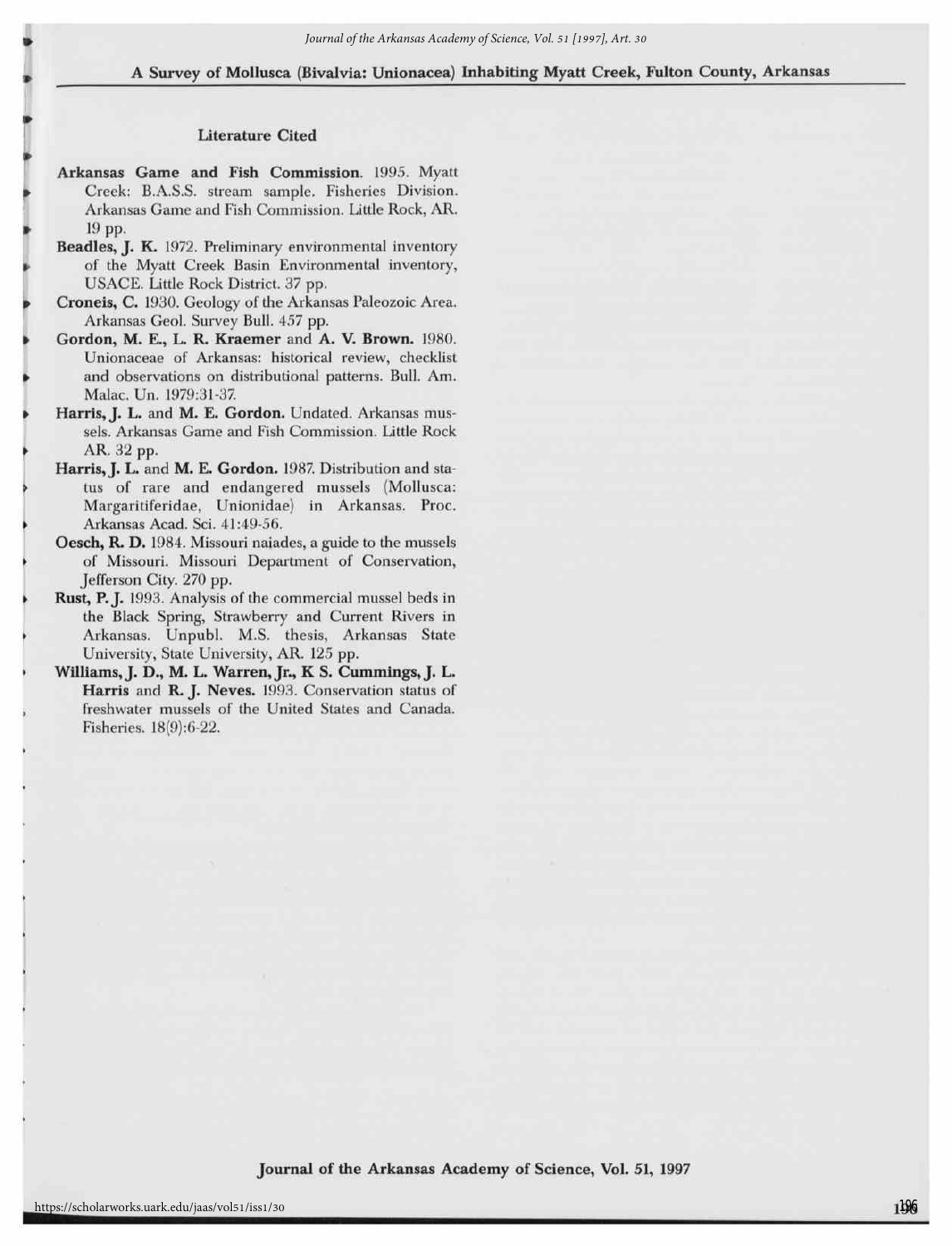## Literature Cited

**Arkansas Game and Fish Commission**. 1995. Myatt Creek: B.A.S.S. stream sample. Fisheries Division. Arkansas Game and Fish Commission. Little Rock, AR. 19 pp.

**Beadles, J. K.** 1972. Preliminary environmental inventory of the Myatt Creek Basin Environmental inventory, USACE. Little Rock District. 37 pp.

**Croneis, C.** 1930. Geology of the Arkansas Paleozoic Area. Arkansas Geol. Survey Bull. 457 pp.

**Gordon, M. E., L. R. Kraemer** and **A. V. Brown.** 1980. Unionaceae of Arkansas: historical review, checklist and observations on distributional patterns. Bull. Am. Malac. Un. 1979:31-37.

**Harris, J. L.** and **M. E. Gordon.** Undated. Arkansas mussels. Arkansas Game and Fish Commission. Little Rock AR. 32 pp.

**Harris, J. L.** and **M. E. Gordon.** 1987. Distribution and status of rare and endangered mussels (Mollusca: Margaritiferidae, Unionidae) in Arkansas. Proc. Arkansas Acad. Sci. 41:49-56.

**Oesch, R. D.** 1984. Missouri naiades, a guide to the mussels of Missouri. Missouri Department of Conservation, Jefferson City. 270 pp.

**Rust, P. J.** 1993. Analysis of the commercial mussel beds in the Black Spring, Strawberry and Current Rivers in Arkansas. Unpubl. M.S. thesis, Arkansas State University, State University, AR. 125 pp.

**Williams, J. D., M. L. Warren, Jr., K S. Cummings, J. L. Harris** and **R. J. Neves.** 1993. Conservation status of freshwater mussels of the United States and Canada. Fisheries. 18(9):6-22.